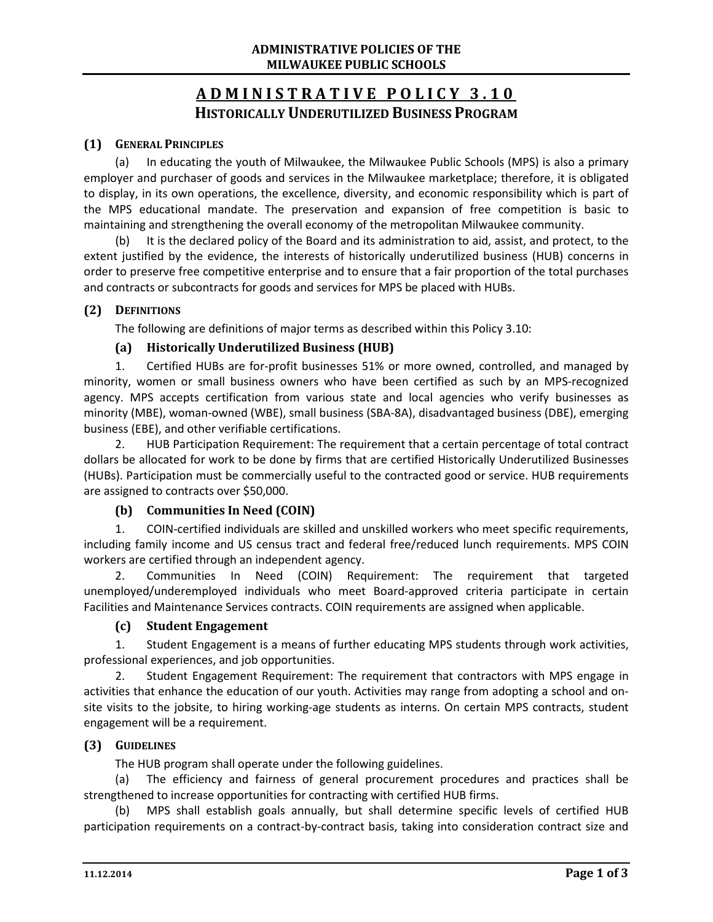**ADMINISTRATIVE POLICIES OF THE MILWAUKEE PUBLIC SCHOOLS**

# ADMINISTRATIVE POLICY 3.10
## HISTORICALLY UNDERUTILIZED BUSINESS PROGRAM

### (1) GENERAL PRINCIPLES

(a) In educating the youth of Milwaukee, the Milwaukee Public Schools (MPS) is also a primary employer and purchaser of goods and services in the Milwaukee marketplace; therefore, it is obligated to display, in its own operations, the excellence, diversity, and economic responsibility which is part of the MPS educational mandate. The preservation and expansion of free competition is basic to maintaining and strengthening the overall economy of the metropolitan Milwaukee community.

(b) It is the declared policy of the Board and its administration to aid, assist, and protect, to the extent justified by the evidence, the interests of historically underutilized business (HUB) concerns in order to preserve free competitive enterprise and to ensure that a fair proportion of the total purchases and contracts or subcontracts for goods and services for MPS be placed with HUBs.

### (2) DEFINITIONS

The following are definitions of major terms as described within this Policy 3.10:

#### (a) Historically Underutilized Business (HUB)

1. Certified HUBs are for-profit businesses 51% or more owned, controlled, and managed by minority, women or small business owners who have been certified as such by an MPS-recognized agency. MPS accepts certification from various state and local agencies who verify businesses as minority (MBE), woman-owned (WBE), small business (SBA-8A), disadvantaged business (DBE), emerging business (EBE), and other verifiable certifications.

2. HUB Participation Requirement: The requirement that a certain percentage of total contract dollars be allocated for work to be done by firms that are certified Historically Underutilized Businesses (HUBs). Participation must be commercially useful to the contracted good or service. HUB requirements are assigned to contracts over $50,000.

#### (b) Communities In Need (COIN)

1. COIN-certified individuals are skilled and unskilled workers who meet specific requirements, including family income and US census tract and federal free/reduced lunch requirements. MPS COIN workers are certified through an independent agency.

2. Communities In Need (COIN) Requirement: The requirement that targeted unemployed/underemployed individuals who meet Board-approved criteria participate in certain Facilities and Maintenance Services contracts. COIN requirements are assigned when applicable.

#### (c) Student Engagement

1. Student Engagement is a means of further educating MPS students through work activities, professional experiences, and job opportunities.

2. Student Engagement Requirement: The requirement that contractors with MPS engage in activities that enhance the education of our youth. Activities may range from adopting a school and on-site visits to the jobsite, to hiring working-age students as interns. On certain MPS contracts, student engagement will be a requirement.

### (3) GUIDELINES

The HUB program shall operate under the following guidelines.

(a) The efficiency and fairness of general procurement procedures and practices shall be strengthened to increase opportunities for contracting with certified HUB firms.

(b) MPS shall establish goals annually, but shall determine specific levels of certified HUB participation requirements on a contract-by-contract basis, taking into consideration contract size and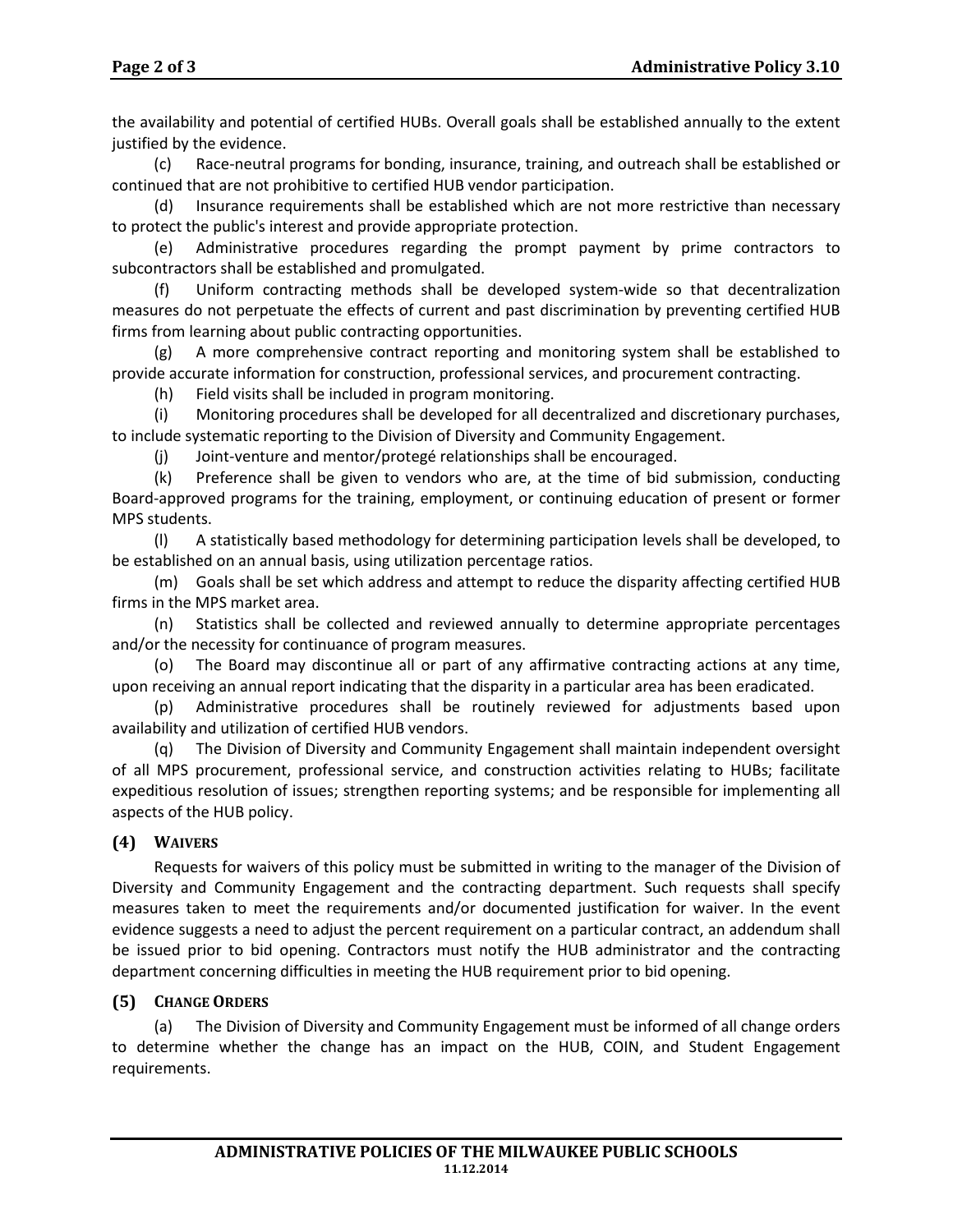the availability and potential of certified HUBs. Overall goals shall be established annually to the extent justified by the evidence.

(c) Race-neutral programs for bonding, insurance, training, and outreach shall be established or continued that are not prohibitive to certified HUB vendor participation.

(d) Insurance requirements shall be established which are not more restrictive than necessary to protect the public's interest and provide appropriate protection.

(e) Administrative procedures regarding the prompt payment by prime contractors to subcontractors shall be established and promulgated.

(f) Uniform contracting methods shall be developed system-wide so that decentralization measures do not perpetuate the effects of current and past discrimination by preventing certified HUB firms from learning about public contracting opportunities.

(g) A more comprehensive contract reporting and monitoring system shall be established to provide accurate information for construction, professional services, and procurement contracting.

(h) Field visits shall be included in program monitoring.

(i) Monitoring procedures shall be developed for all decentralized and discretionary purchases, to include systematic reporting to the Division of Diversity and Community Engagement.

(j) Joint-venture and mentor/protegé relationships shall be encouraged.

(k) Preference shall be given to vendors who are, at the time of bid submission, conducting Board-approved programs for the training, employment, or continuing education of present or former MPS students.

(l) A statistically based methodology for determining participation levels shall be developed, to be established on an annual basis, using utilization percentage ratios.

(m) Goals shall be set which address and attempt to reduce the disparity affecting certified HUB firms in the MPS market area.

(n) Statistics shall be collected and reviewed annually to determine appropriate percentages and/or the necessity for continuance of program measures.

(o) The Board may discontinue all or part of any affirmative contracting actions at any time, upon receiving an annual report indicating that the disparity in a particular area has been eradicated.

(p) Administrative procedures shall be routinely reviewed for adjustments based upon availability and utilization of certified HUB vendors.

(q) The Division of Diversity and Community Engagement shall maintain independent oversight of all MPS procurement, professional service, and construction activities relating to HUBs; facilitate expeditious resolution of issues; strengthen reporting systems; and be responsible for implementing all aspects of the HUB policy.

## (4) Waivers

Requests for waivers of this policy must be submitted in writing to the manager of the Division of Diversity and Community Engagement and the contracting department. Such requests shall specify measures taken to meet the requirements and/or documented justification for waiver. In the event evidence suggests a need to adjust the percent requirement on a particular contract, an addendum shall be issued prior to bid opening. Contractors must notify the HUB administrator and the contracting department concerning difficulties in meeting the HUB requirement prior to bid opening.

## (5) Change Orders

(a) The Division of Diversity and Community Engagement must be informed of all change orders to determine whether the change has an impact on the HUB, COIN, and Student Engagement requirements.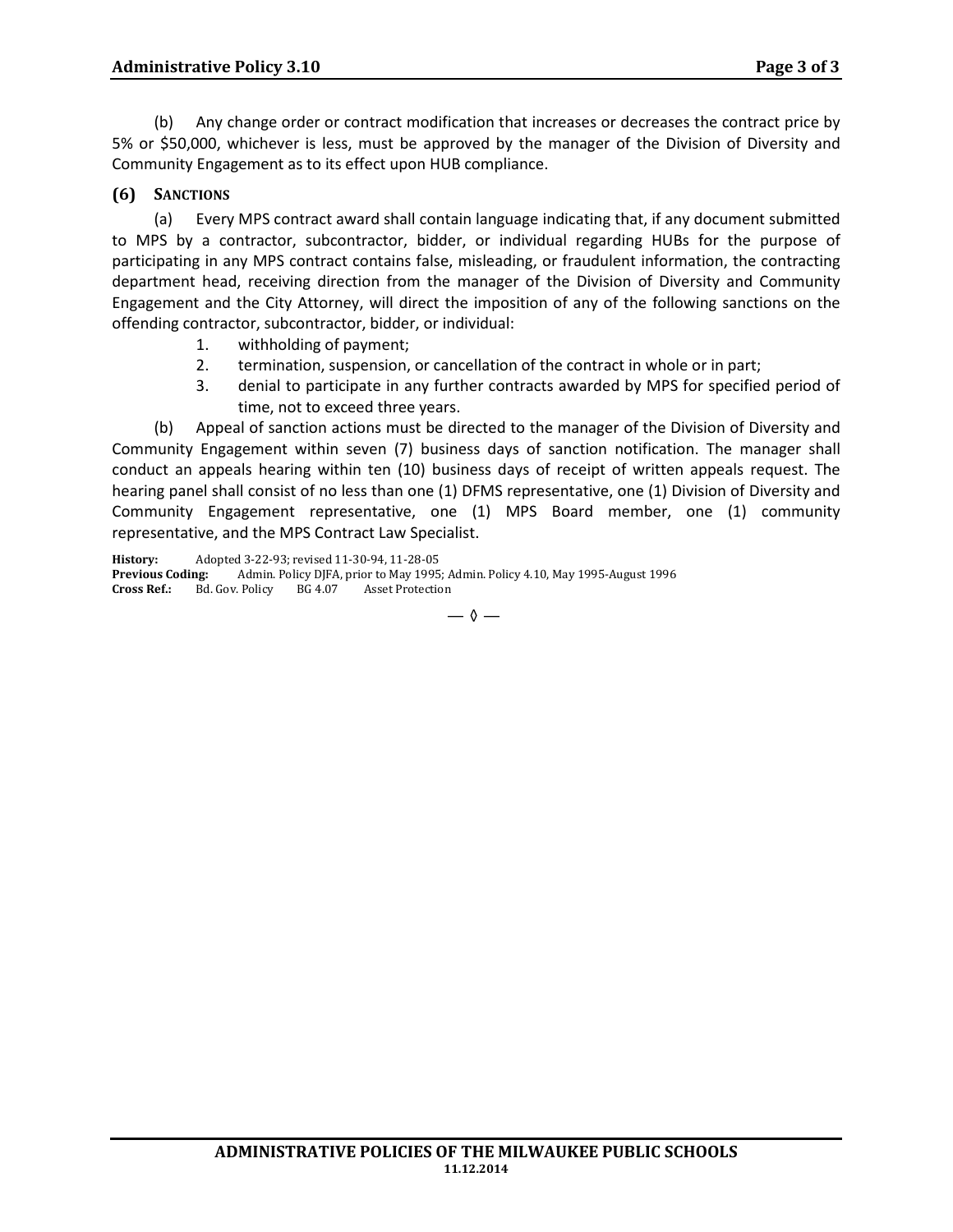(b) Any change order or contract modification that increases or decreases the contract price by 5% or $50,000, whichever is less, must be approved by the manager of the Division of Diversity and Community Engagement as to its effect upon HUB compliance.

### (6) SANCTIONS

(a) Every MPS contract award shall contain language indicating that, if any document submitted to MPS by a contractor, subcontractor, bidder, or individual regarding HUBs for the purpose of participating in any MPS contract contains false, misleading, or fraudulent information, the contracting department head, receiving direction from the manager of the Division of Diversity and Community Engagement and the City Attorney, will direct the imposition of any of the following sanctions on the offending contractor, subcontractor, bidder, or individual:

1. withholding of payment;
2. termination, suspension, or cancellation of the contract in whole or in part;
3. denial to participate in any further contracts awarded by MPS for specified period of time, not to exceed three years.

(b) Appeal of sanction actions must be directed to the manager of the Division of Diversity and Community Engagement within seven (7) business days of sanction notification. The manager shall conduct an appeals hearing within ten (10) business days of receipt of written appeals request. The hearing panel shall consist of no less than one (1) DFMS representative, one (1) Division of Diversity and Community Engagement representative, one (1) MPS Board member, one (1) community representative, and the MPS Contract Law Specialist.

**History:** Adopted 3-22-93; revised 11-30-94, 11-28-05
**Previous Coding:** Admin. Policy DJFA, prior to May 1995; Admin. Policy 4.10, May 1995-August 1996
**Cross Ref.:** Bd. Gov. Policy BG 4.07 Asset Protection

— ◊ —